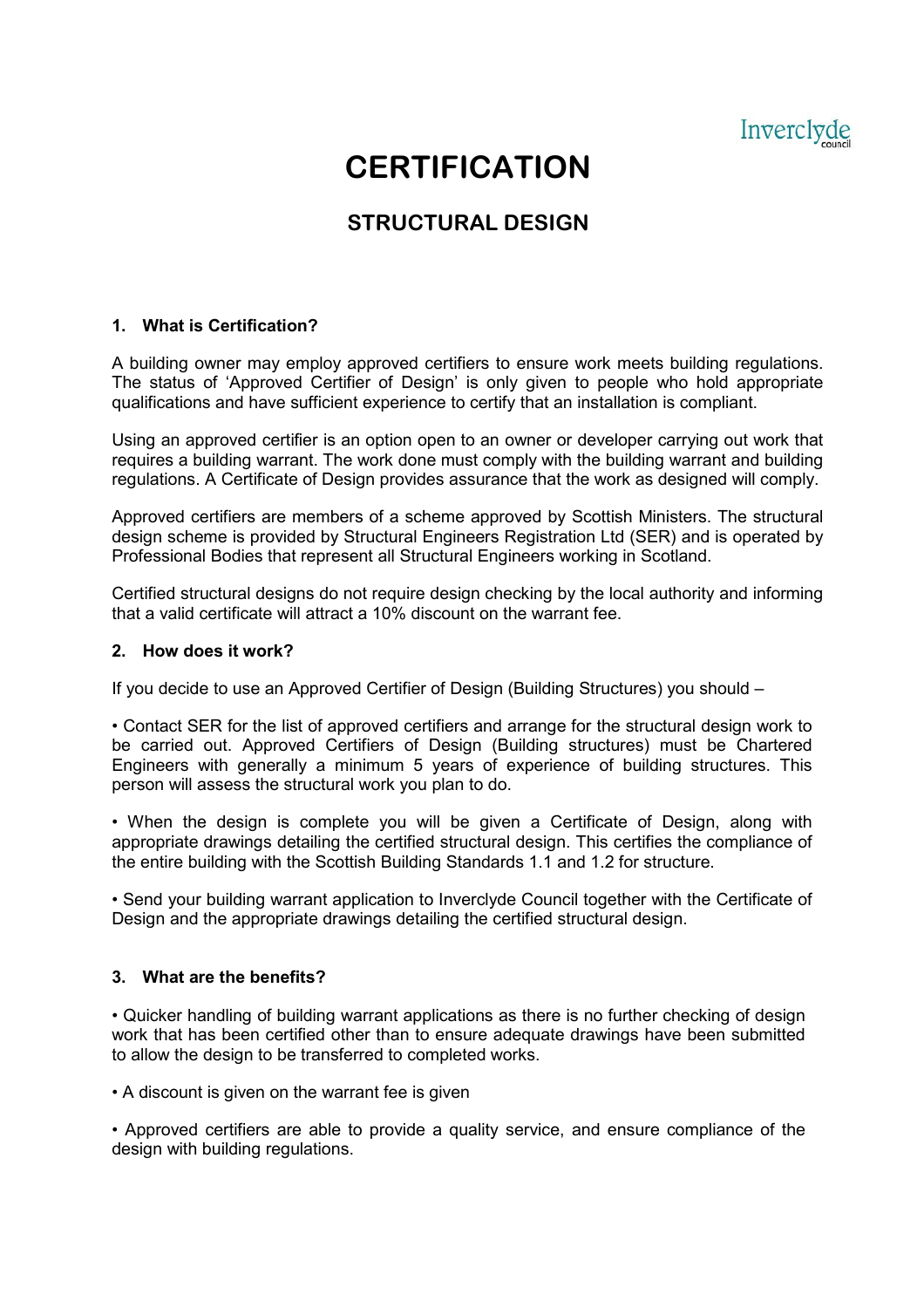Inverclyde council

# CERTIFICATION

## STRUCTURAL DESIGN

### 1. What is Certification?

A building owner may employ approved certifiers to ensure work meets building regulations. The status of 'Approved Certifier of Design' is only given to people who hold appropriate qualifications and have sufficient experience to certify that an installation is compliant.

Using an approved certifier is an option open to an owner or developer carrying out work that requires a building warrant. The work done must comply with the building warrant and building regulations. A Certificate of Design provides assurance that the work as designed will comply.

Approved certifiers are members of a scheme approved by Scottish Ministers. The structural design scheme is provided by Structural Engineers Registration Ltd (SER) and is operated by Professional Bodies that represent all Structural Engineers working in Scotland.

Certified structural designs do not require design checking by the local authority and informing that a valid certificate will attract a 10% discount on the warrant fee.

### 2. How does it work?

If you decide to use an Approved Certifier of Design (Building Structures) you should –

- Contact SER for the list of approved certifiers and arrange for the structural design work to be carried out. Approved Certifiers of Design (Building structures) must be Chartered Engineers with generally a minimum 5 years of experience of building structures. This person will assess the structural work you plan to do.

- When the design is complete you will be given a Certificate of Design, along with appropriate drawings detailing the certified structural design. This certifies the compliance of the entire building with the Scottish Building Standards 1.1 and 1.2 for structure.

- Send your building warrant application to Inverclyde Council together with the Certificate of Design and the appropriate drawings detailing the certified structural design.

### 3. What are the benefits?

- Quicker handling of building warrant applications as there is no further checking of design work that has been certified other than to ensure adequate drawings have been submitted to allow the design to be transferred to completed works.

- A discount is given on the warrant fee is given

- Approved certifiers are able to provide a quality service, and ensure compliance of the design with building regulations.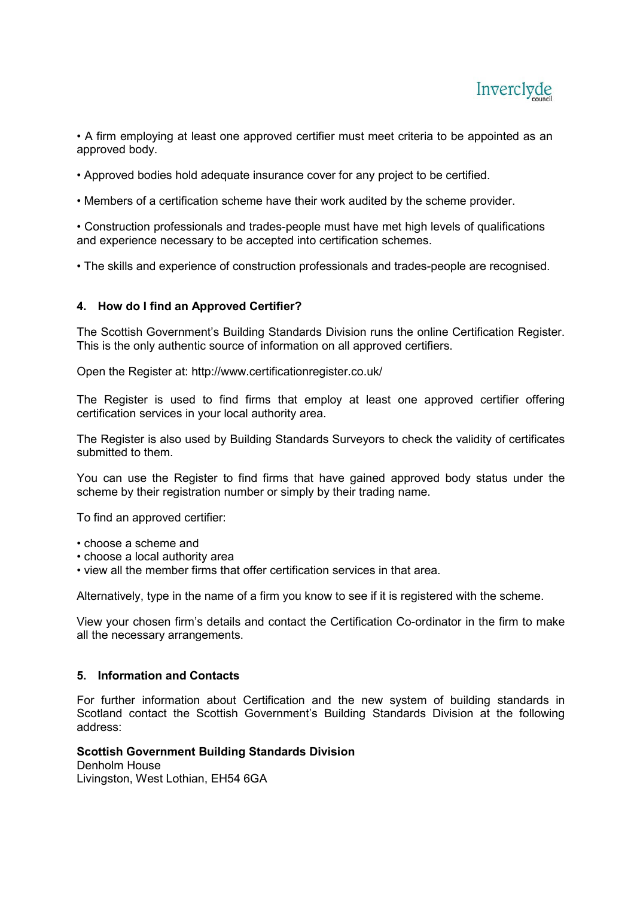• A firm employing at least one approved certifier must meet criteria to be appointed as an approved body.

• Approved bodies hold adequate insurance cover for any project to be certified.

• Members of a certification scheme have their work audited by the scheme provider.

• Construction professionals and trades-people must have met high levels of qualifications and experience necessary to be accepted into certification schemes.

• The skills and experience of construction professionals and trades-people are recognised.

#### 4. How do I find an Approved Certifier?

The Scottish Government's Building Standards Division runs the online Certification Register. This is the only authentic source of information on all approved certifiers.

Open the Register at: http://www.certificationregister.co.uk/

The Register is used to find firms that employ at least one approved certifier offering certification services in your local authority area.

The Register is also used by Building Standards Surveyors to check the validity of certificates submitted to them.

You can use the Register to find firms that have gained approved body status under the scheme by their registration number or simply by their trading name.

To find an approved certifier:

• choose a scheme and
• choose a local authority area
• view all the member firms that offer certification services in that area.

Alternatively, type in the name of a firm you know to see if it is registered with the scheme.

View your chosen firm's details and contact the Certification Co-ordinator in the firm to make all the necessary arrangements.

#### 5. Information and Contacts

For further information about Certification and the new system of building standards in Scotland contact the Scottish Government's Building Standards Division at the following address:

**Scottish Government Building Standards Division**
Denholm House
Livingston, West Lothian, EH54 6GA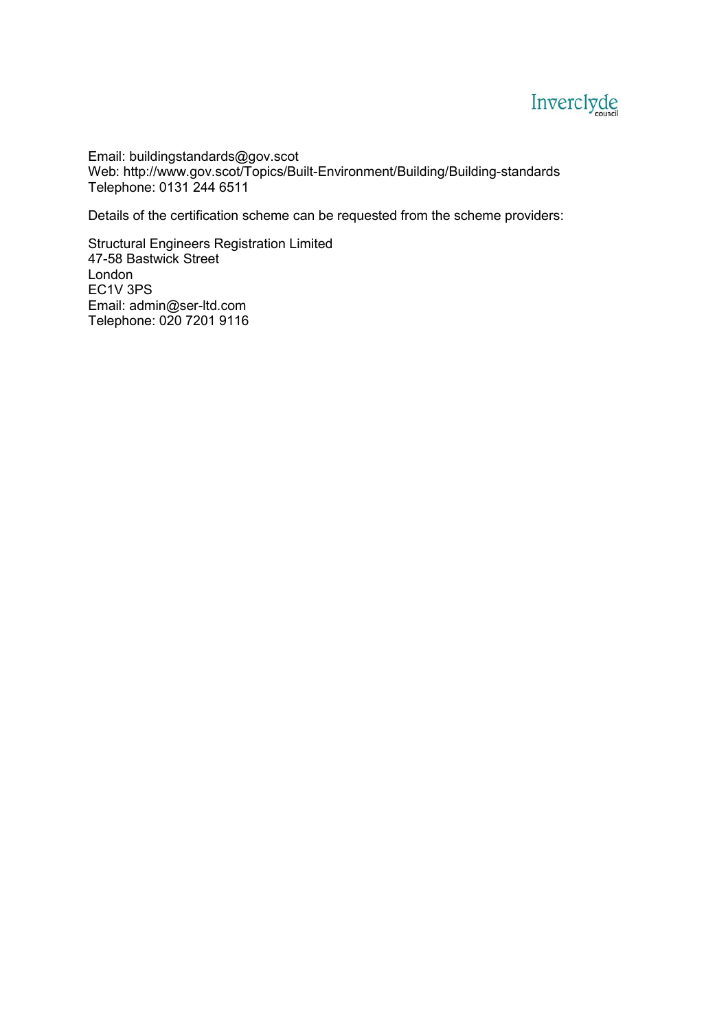Email: buildingstandards@gov.scot
Web: http://www.gov.scot/Topics/Built-Environment/Building/Building-standards
Telephone: 0131 244 6511

Details of the certification scheme can be requested from the scheme providers:

Structural Engineers Registration Limited
47-58 Bastwick Street
London
EC1V 3PS
Email: admin@ser-ltd.com
Telephone: 020 7201 9116